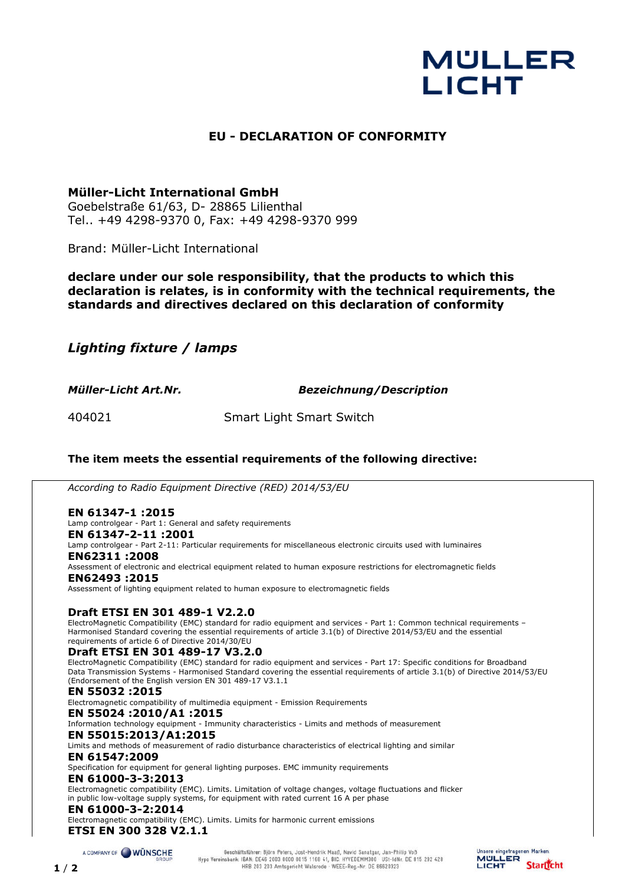MÜLLER LICHT

# EU - DECLARATION OF CONFORMITY

**Müller-Licht International GmbH**
Goebelstraße 61/63, D- 28865 Lilienthal
Tel.. +49 4298-9370 0, Fax: +49 4298-9370 999

Brand: Müller-Licht International

**declare under our sole responsibility, that the products to which this declaration is relates, is in conformity with the technical requirements, the standards and directives declared on this declaration of conformity**

## *Lighting fixture / lamps*

| ***Müller-Licht Art.Nr.*** | ***Bezeichnung/Description*** |
|---|---|
| 404021 | Smart Light Smart Switch |

**The item meets the essential requirements of the following directive:**

*According to Radio Equipment Directive (RED) 2014/53/EU*

**EN 61347-1 :2015**
Lamp controlgear - Part 1: General and safety requirements

**EN 61347-2-11 :2001**
Lamp controlgear - Part 2-11: Particular requirements for miscellaneous electronic circuits used with luminaires

**EN62311 :2008**
Assessment of electronic and electrical equipment related to human exposure restrictions for electromagnetic fields

**EN62493 :2015**
Assessment of lighting equipment related to human exposure to electromagnetic fields

**Draft ETSI EN 301 489-1 V2.2.0**
ElectroMagnetic Compatibility (EMC) standard for radio equipment and services - Part 1: Common technical requirements – Harmonised Standard covering the essential requirements of article 3.1(b) of Directive 2014/53/EU and the essential requirements of article 6 of Directive 2014/30/EU

**Draft ETSI EN 301 489-17 V3.2.0**
ElectroMagnetic Compatibility (EMC) standard for radio equipment and services - Part 17: Specific conditions for Broadband Data Transmission Systems - Harmonised Standard covering the essential requirements of article 3.1(b) of Directive 2014/53/EU (Endorsement of the English version EN 301 489-17 V3.1.1

**EN 55032 :2015**
Electromagnetic compatibility of multimedia equipment - Emission Requirements

**EN 55024 :2010/A1 :2015**
Information technology equipment - Immunity characteristics - Limits and methods of measurement

**EN 55015:2013/A1:2015**
Limits and methods of measurement of radio disturbance characteristics of electrical lighting and similar

**EN 61547:2009**
Specification for equipment for general lighting purposes. EMC immunity requirements

**EN 61000-3-3:2013**
Electromagnetic compatibility (EMC). Limits. Limitation of voltage changes, voltage fluctuations and flicker in public low-voltage supply systems, for equipment with rated current 16 A per phase

**EN 61000-3-2:2014**
Electromagnetic compatibility (EMC). Limits. Limits for harmonic current emissions

**ETSI EN 300 328 V2.1.1**

A COMPANY OF WÜNSCHE GROUP

Geschäftsführer: Björn Peters, Jost-Hendrik Maaß, Navid Sanatgar, Jan-Philip Voß
Hypo Vereinsbank: IBAN: DE46 2003 0000 0015 1168 41, BIC: HYVEDEMM300 · USt-IdNr. DE 815 292 428
HRB 203 203 Amtsgericht Walsrode · WEEE-Reg.-Nr. DE 66620323

Unsere eingetragenen Marken: MÜLLER LICHT, Starlicht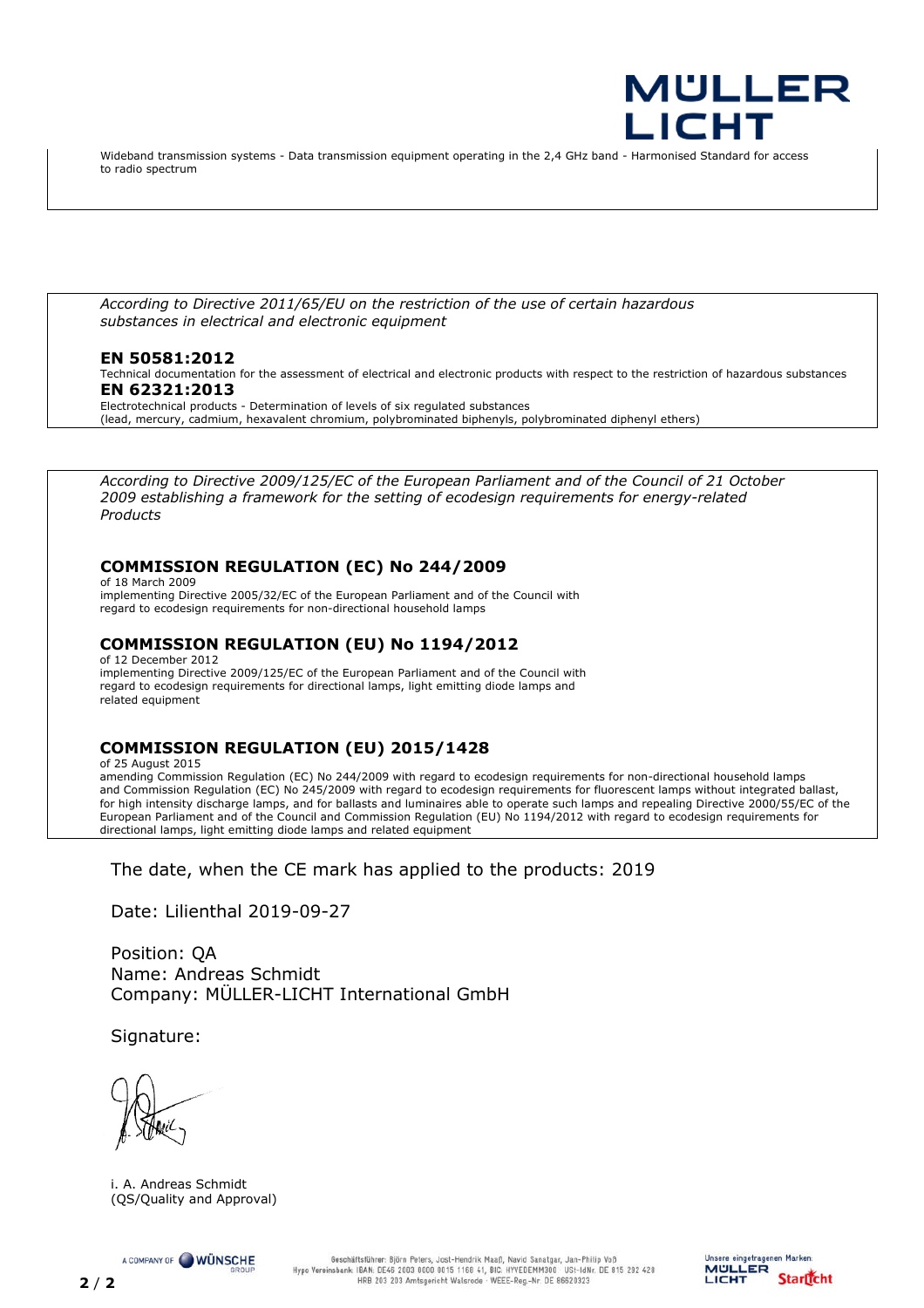Wideband transmission systems - Data transmission equipment operating in the 2,4 GHz band - Harmonised Standard for access to radio spectrum

*According to Directive 2011/65/EU on the restriction of the use of certain hazardous substances in electrical and electronic equipment*

**EN 50581:2012**
Technical documentation for the assessment of electrical and electronic products with respect to the restriction of hazardous substances

**EN 62321:2013**
Electrotechnical products - Determination of levels of six regulated substances
(lead, mercury, cadmium, hexavalent chromium, polybrominated biphenyls, polybrominated diphenyl ethers)

*According to Directive 2009/125/EC of the European Parliament and of the Council of 21 October 2009 establishing a framework for the setting of ecodesign requirements for energy-related Products*

**COMMISSION REGULATION (EC) No 244/2009**
of 18 March 2009
implementing Directive 2005/32/EC of the European Parliament and of the Council with regard to ecodesign requirements for non-directional household lamps

**COMMISSION REGULATION (EU) No 1194/2012**
of 12 December 2012
implementing Directive 2009/125/EC of the European Parliament and of the Council with regard to ecodesign requirements for directional lamps, light emitting diode lamps and related equipment

**COMMISSION REGULATION (EU) 2015/1428**
of 25 August 2015
amending Commission Regulation (EC) No 244/2009 with regard to ecodesign requirements for non-directional household lamps and Commission Regulation (EC) No 245/2009 with regard to ecodesign requirements for fluorescent lamps without integrated ballast, for high intensity discharge lamps, and for ballasts and luminaires able to operate such lamps and repealing Directive 2000/55/EC of the European Parliament and of the Council and Commission Regulation (EU) No 1194/2012 with regard to ecodesign requirements for directional lamps, light emitting diode lamps and related equipment

The date, when the CE mark has applied to the products: 2019

Date: Lilienthal 2019-09-27

Position: QA
Name: Andreas Schmidt
Company: MÜLLER-LICHT International GmbH

Signature:

i. A. Andreas Schmidt
(QS/Quality and Approval)